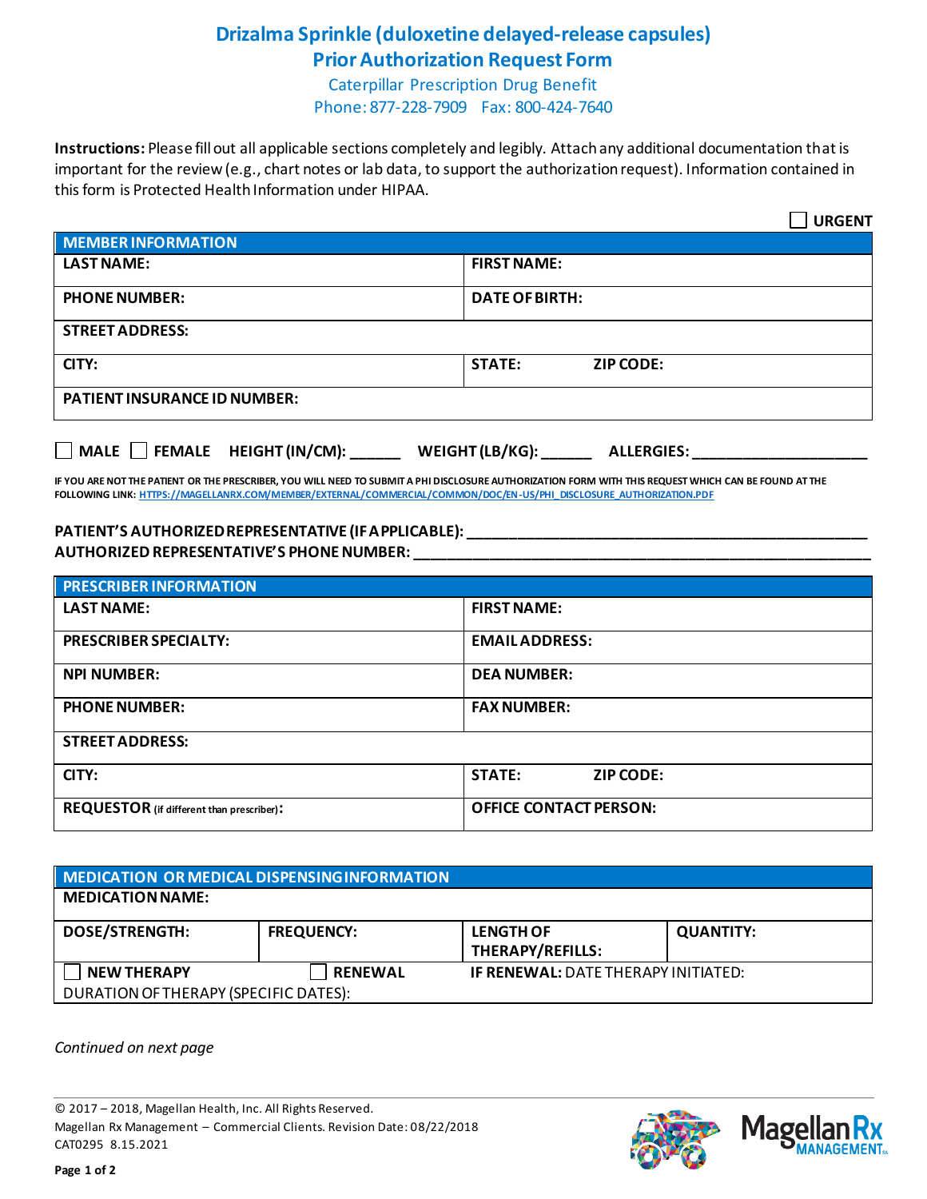# Drizalma Sprinkle (duloxetine delayed-release capsules)
## Prior Authorization Request Form

Caterpillar Prescription Drug Benefit

Phone: 877-228-7909 Fax: 800-424-7640

**Instructions:** Please fill out all applicable sections completely and legibly. Attach any additional documentation that is important for the review (e.g., chart notes or lab data, to support the authorization request). Information contained in this form is Protected Health Information under HIPAA.

☐ **URGENT**

| MEMBER INFORMATION | |
|---|---|
| **LAST NAME:** | **FIRST NAME:** |
| **PHONE NUMBER:** | **DATE OF BIRTH:** |
| **STREET ADDRESS:** | |
| **CITY:** | **STATE: ZIP CODE:** |
| **PATIENT INSURANCE ID NUMBER:** | |

☐ **MALE** ☐ **FEMALE** **HEIGHT (IN/CM): ______** **WEIGHT (LB/KG): ______** **ALLERGIES: ____________________**

**IF YOU ARE NOT THE PATIENT OR THE PRESCRIBER, YOU WILL NEED TO SUBMIT A PHI DISCLOSURE AUTHORIZATION FORM WITH THIS REQUEST WHICH CAN BE FOUND AT THE FOLLOWING LINK: HTTPS://MAGELLANRX.COM/MEMBER/EXTERNAL/COMMERCIAL/COMMON/DOC/EN-US/PHI_DISCLOSURE_AUTHORIZATION.PDF**

**PATIENT'S AUTHORIZED REPRESENTATIVE (IF APPLICABLE): ______________________________**

**AUTHORIZED REPRESENTATIVE'S PHONE NUMBER: ______________________________**

| PRESCRIBER INFORMATION | |
|---|---|
| **LAST NAME:** | **FIRST NAME:** |
| **PRESCRIBER SPECIALTY:** | **EMAIL ADDRESS:** |
| **NPI NUMBER:** | **DEA NUMBER:** |
| **PHONE NUMBER:** | **FAX NUMBER:** |
| **STREET ADDRESS:** | |
| **CITY:** | **STATE: ZIP CODE:** |
| **REQUESTOR** (if different than prescriber)**:** | **OFFICE CONTACT PERSON:** |

| MEDICATION OR MEDICAL DISPENSING INFORMATION | | | |
|---|---|---|---|
| **MEDICATION NAME:** | | | |
| **DOSE/STRENGTH:** | **FREQUENCY:** | **LENGTH OF THERAPY/REFILLS:** | **QUANTITY:** |
| ☐ **NEW THERAPY** | ☐ **RENEWAL** | **IF RENEWAL:** DATE THERAPY INITIATED: | |
| DURATION OF THERAPY (SPECIFIC DATES): | | | |

*Continued on next page*

© 2017 – 2018, Magellan Health, Inc. All Rights Reserved.
Magellan Rx Management – Commercial Clients. Revision Date: 08/22/2018
CAT0295 8.15.2021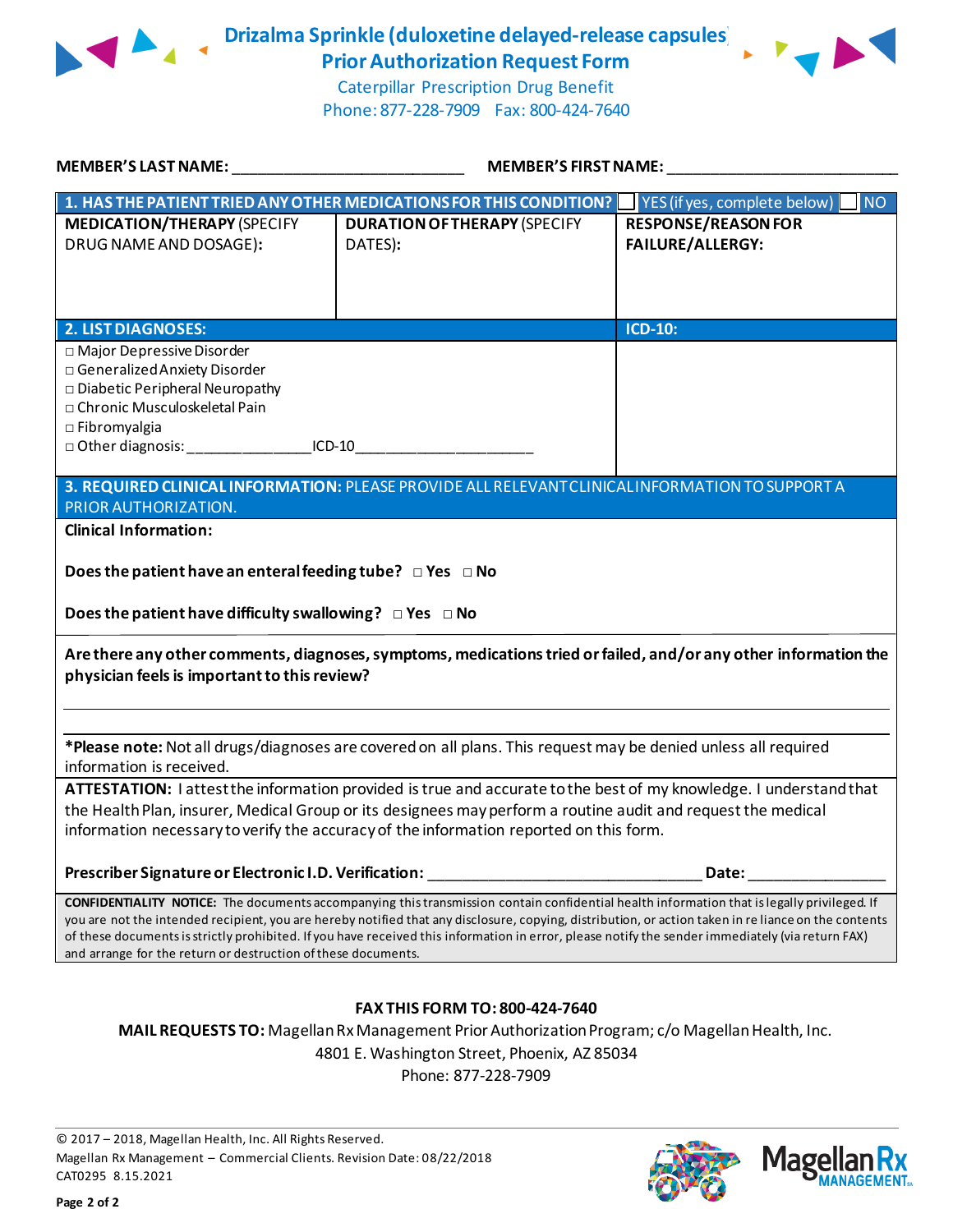# Drizalma Sprinkle (duloxetine delayed-release capsules) Prior Authorization Request Form

Caterpillar Prescription Drug Benefit
Phone: 877-228-7909 Fax: 800-424-7640

**MEMBER'S LAST NAME:** ___________________________ **MEMBER'S FIRST NAME:** ___________________________

| **1. HAS THE PATIENT TRIED ANY OTHER MEDICATIONS FOR THIS CONDITION?** | | ☐ YES (if yes, complete below) ☐ NO |
|---|---|---|
| **MEDICATION/THERAPY** (SPECIFY DRUG NAME AND DOSAGE): | **DURATION OF THERAPY** (SPECIFY DATES): | **RESPONSE/REASON FOR FAILURE/ALLERGY:** |
| | | |

| **2. LIST DIAGNOSES:** | **ICD-10:** |
|---|---|
| □ Major Depressive Disorder<br>□ Generalized Anxiety Disorder<br>□ Diabetic Peripheral Neuropathy<br>□ Chronic Musculoskeletal Pain<br>□ Fibromyalgia<br>□ Other diagnosis: _______________ICD-10_____________________ | |

**3. REQUIRED CLINICAL INFORMATION:** PLEASE PROVIDE ALL RELEVANT CLINICAL INFORMATION TO SUPPORT A PRIOR AUTHORIZATION.

**Clinical Information:**

**Does the patient have an enteral feeding tube?** □ Yes □ No

**Does the patient have difficulty swallowing?** □ Yes □ No

**Are there any other comments, diagnoses, symptoms, medications tried or failed, and/or any other information the physician feels is important to this review?**

____________________________________________________________

**\*Please note:** Not all drugs/diagnoses are covered on all plans. This request may be denied unless all required information is received.

**ATTESTATION:** I attest the information provided is true and accurate to the best of my knowledge. I understand that the Health Plan, insurer, Medical Group or its designees may perform a routine audit and request the medical information necessary to verify the accuracy of the information reported on this form.

**Prescriber Signature or Electronic I.D. Verification:** ________________________________ **Date:** ________________

**CONFIDENTIALITY NOTICE:** The documents accompanying this transmission contain confidential health information that is legally privileged. If you are not the intended recipient, you are hereby notified that any disclosure, copying, distribution, or action taken in re liance on the contents of these documents is strictly prohibited. If you have received this information in error, please notify the sender immediately (via return FAX) and arrange for the return or destruction of these documents.

**FAX THIS FORM TO: 800-424-7640**

**MAIL REQUESTS TO:** Magellan Rx Management Prior Authorization Program; c/o Magellan Health, Inc.
4801 E. Washington Street, Phoenix, AZ 85034
Phone: 877-228-7909

© 2017 – 2018, Magellan Health, Inc. All Rights Reserved.
Magellan Rx Management – Commercial Clients. Revision Date: 08/22/2018
CAT0295 8.15.2021